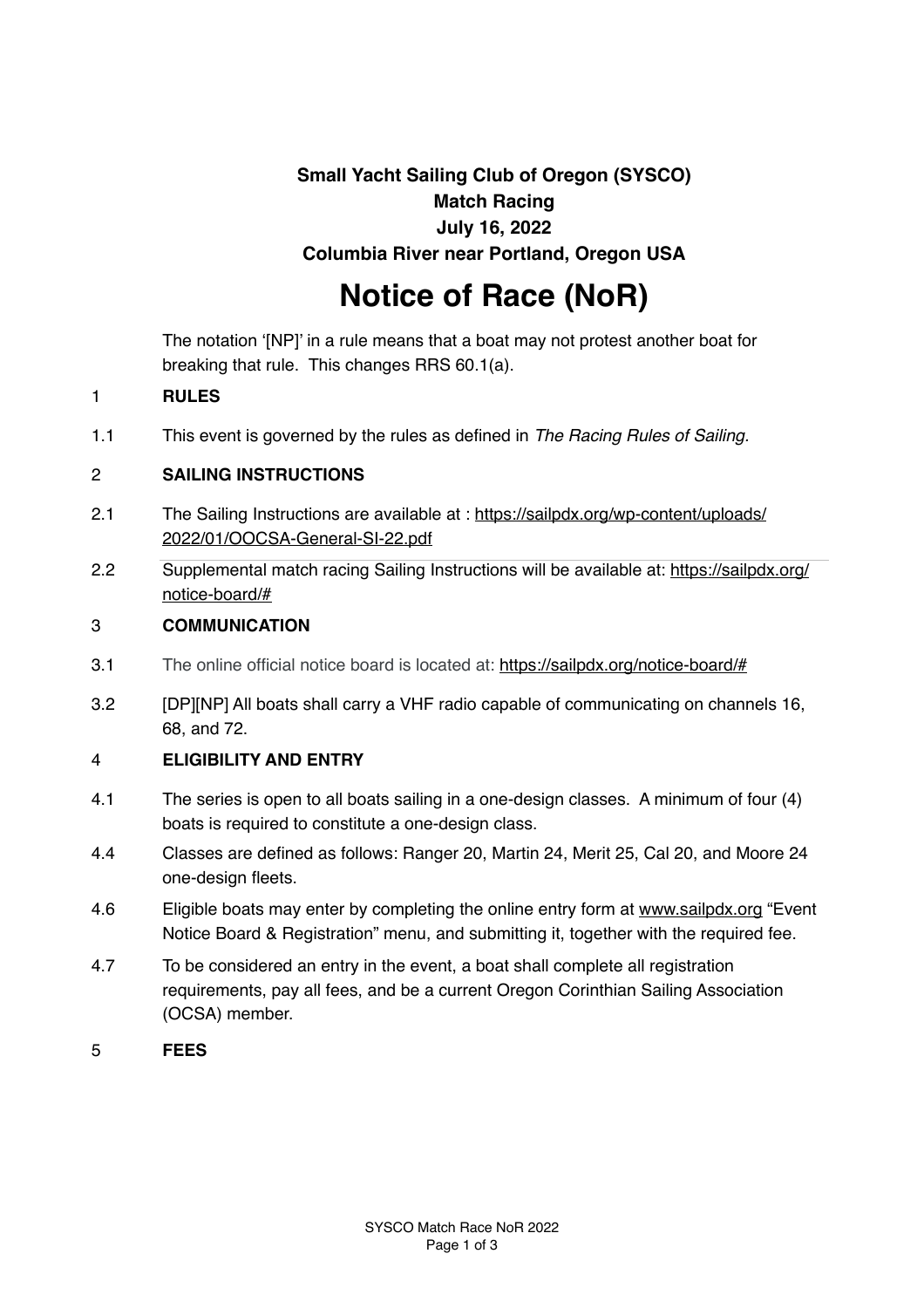**Small Yacht Sailing Club of Oregon (SYSCO)**
**Match Racing**
**July 16, 2022**
**Columbia River near Portland, Oregon USA**

# Notice of Race (NoR)

The notation '[NP]' in a rule means that a boat may not protest another boat for breaking that rule. This changes RRS 60.1(a).

## 1 RULES

1.1 This event is governed by the rules as defined in *The Racing Rules of Sailing.*

## 2 SAILING INSTRUCTIONS

2.1 The Sailing Instructions are available at : https://sailpdx.org/wp-content/uploads/2022/01/OOCSA-General-SI-22.pdf

2.2 Supplemental match racing Sailing Instructions will be available at: https://sailpdx.org/notice-board/#

## 3 COMMUNICATION

3.1 The online official notice board is located at: https://sailpdx.org/notice-board/#

3.2 [DP][NP] All boats shall carry a VHF radio capable of communicating on channels 16, 68, and 72.

## 4 ELIGIBILITY AND ENTRY

4.1 The series is open to all boats sailing in a one-design classes. A minimum of four (4) boats is required to constitute a one-design class.

4.4 Classes are defined as follows: Ranger 20, Martin 24, Merit 25, Cal 20, and Moore 24 one-design fleets.

4.6 Eligible boats may enter by completing the online entry form at www.sailpdx.org "Event Notice Board & Registration" menu, and submitting it, together with the required fee.

4.7 To be considered an entry in the event, a boat shall complete all registration requirements, pay all fees, and be a current Oregon Corinthian Sailing Association (OCSA) member.

## 5 FEES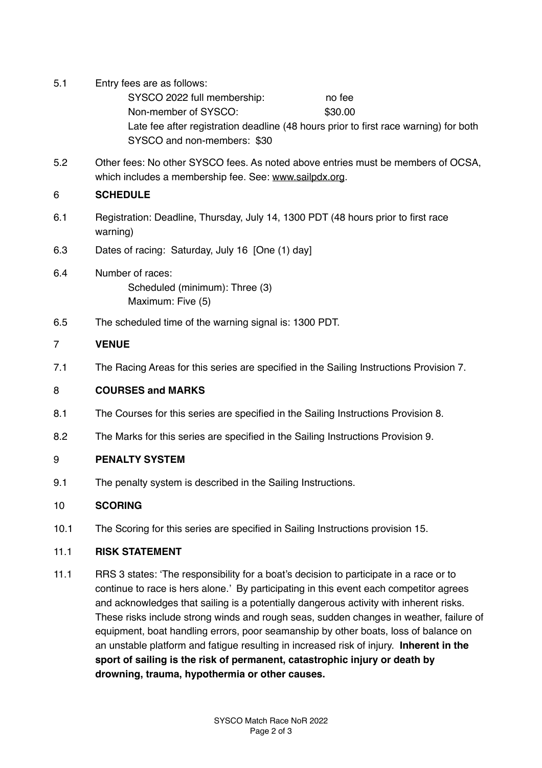5.1 Entry fees are as follows:

SYSCO 2022 full membership: no fee
Non-member of SYSCO: $30.00
Late fee after registration deadline (48 hours prior to first race warning) for both SYSCO and non-members: $30

5.2 Other fees: No other SYSCO fees. As noted above entries must be members of OCSA, which includes a membership fee. See: www.sailpdx.org.

## 6 SCHEDULE

6.1 Registration: Deadline, Thursday, July 14, 1300 PDT (48 hours prior to first race warning)

6.3 Dates of racing: Saturday, July 16 [One (1) day]

6.4 Number of races:

Scheduled (minimum): Three (3)
Maximum: Five (5)

6.5 The scheduled time of the warning signal is: 1300 PDT.

## 7 VENUE

7.1 The Racing Areas for this series are specified in the Sailing Instructions Provision 7.

## 8 COURSES and MARKS

8.1 The Courses for this series are specified in the Sailing Instructions Provision 8.

8.2 The Marks for this series are specified in the Sailing Instructions Provision 9.

## 9 PENALTY SYSTEM

9.1 The penalty system is described in the Sailing Instructions.

## 10 SCORING

10.1 The Scoring for this series are specified in Sailing Instructions provision 15.

## 11.1 RISK STATEMENT

11.1 RRS 3 states: 'The responsibility for a boat's decision to participate in a race or to continue to race is hers alone.' By participating in this event each competitor agrees and acknowledges that sailing is a potentially dangerous activity with inherent risks. These risks include strong winds and rough seas, sudden changes in weather, failure of equipment, boat handling errors, poor seamanship by other boats, loss of balance on an unstable platform and fatigue resulting in increased risk of injury. **Inherent in the sport of sailing is the risk of permanent, catastrophic injury or death by drowning, trauma, hypothermia or other causes.**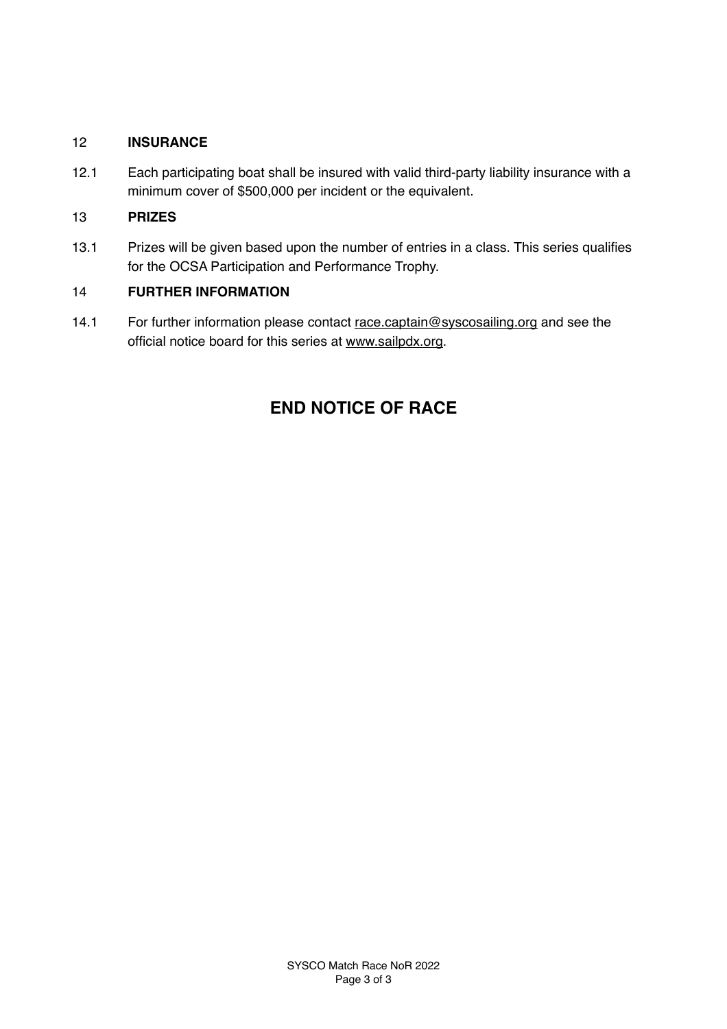## 12 INSURANCE

12.1 Each participating boat shall be insured with valid third-party liability insurance with a minimum cover of $500,000 per incident or the equivalent.

## 13 PRIZES

13.1 Prizes will be given based upon the number of entries in a class. This series qualifies for the OCSA Participation and Performance Trophy.

## 14 FURTHER INFORMATION

14.1 For further information please contact race.captain@syscosailing.org and see the official notice board for this series at www.sailpdx.org.

# END NOTICE OF RACE